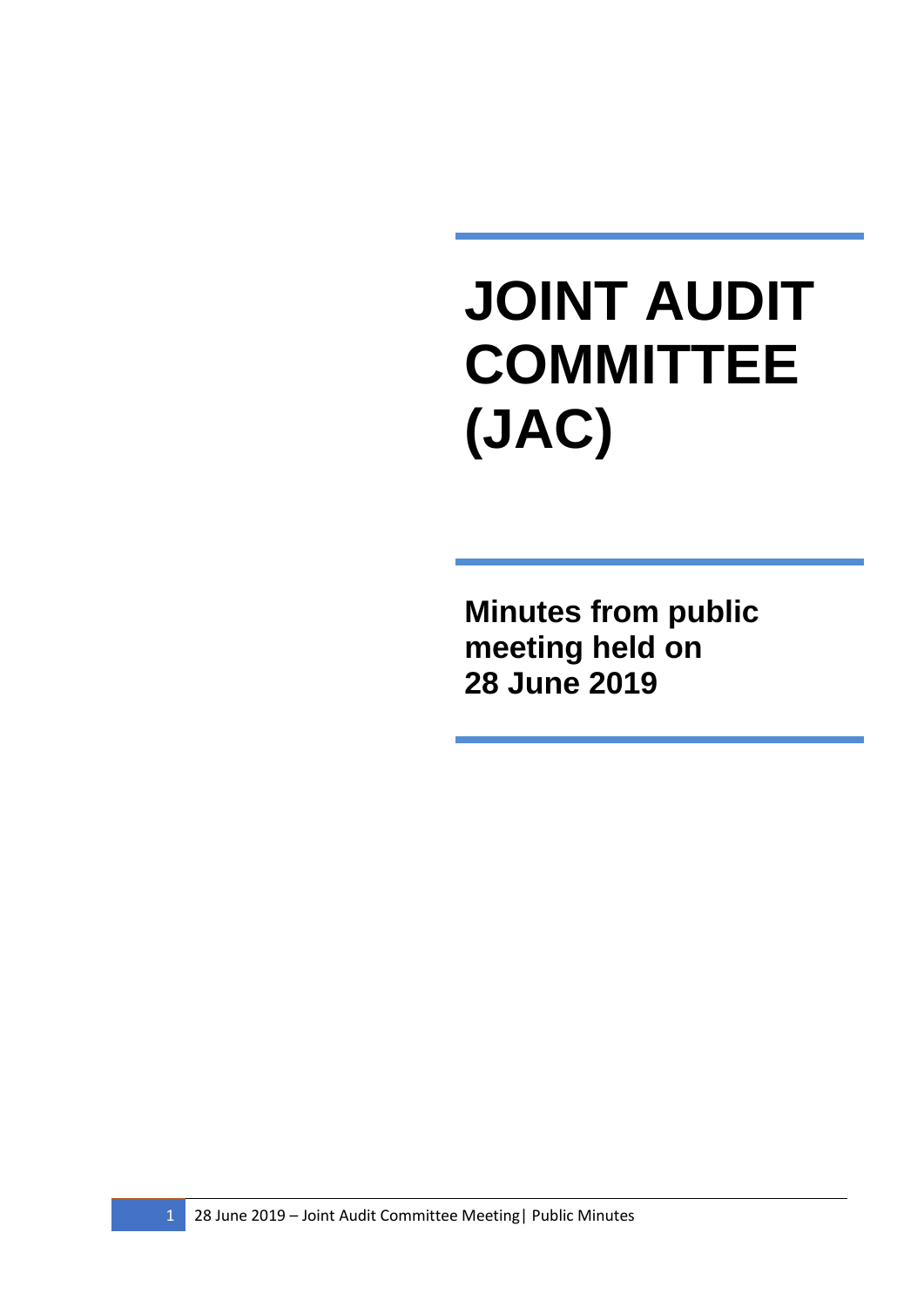# JOINT AUDIT COMMITTEE (JAC)

## Minutes from public meeting held on 28 June 2019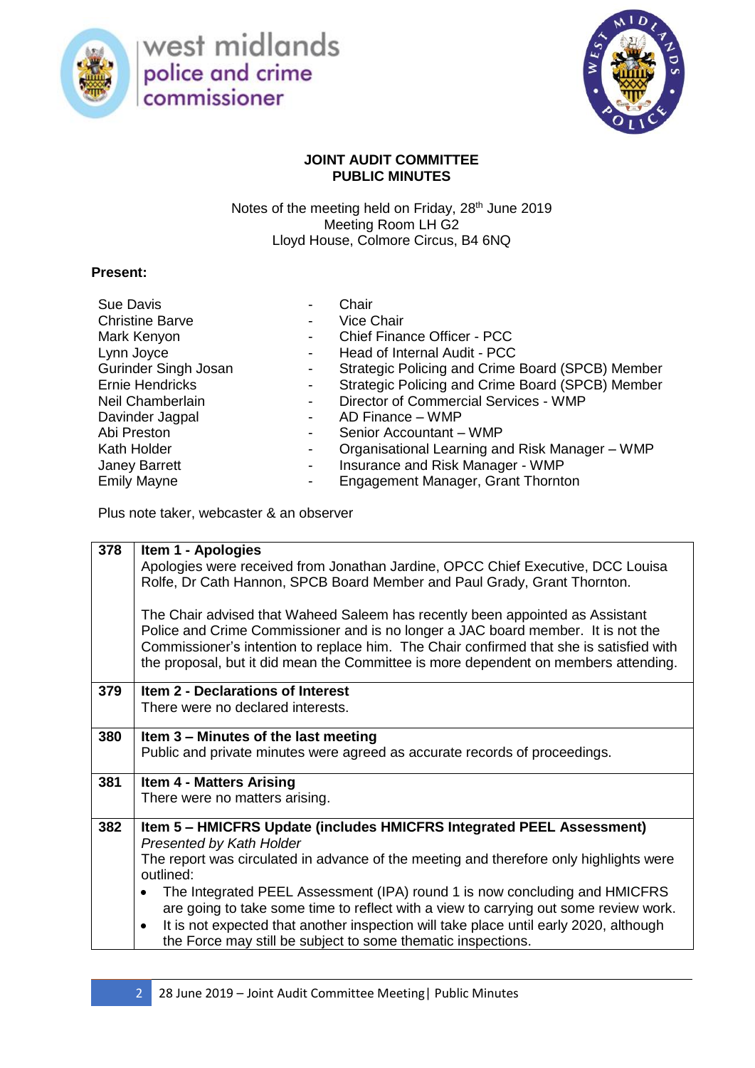**JOINT AUDIT COMMITTEE**
**PUBLIC MINUTES**

Notes of the meeting held on Friday, 28th June 2019
Meeting Room LH G2
Lloyd House, Colmore Circus, B4 6NQ

**Present:**

| | | |
|---|---|---|
| Sue Davis | - | Chair |
| Christine Barve | - | Vice Chair |
| Mark Kenyon | - | Chief Finance Officer - PCC |
| Lynn Joyce | - | Head of Internal Audit - PCC |
| Gurinder Singh Josan | - | Strategic Policing and Crime Board (SPCB) Member |
| Ernie Hendricks | - | Strategic Policing and Crime Board (SPCB) Member |
| Neil Chamberlain | - | Director of Commercial Services - WMP |
| Davinder Jagpal | - | AD Finance – WMP |
| Abi Preston | - | Senior Accountant – WMP |
| Kath Holder | - | Organisational Learning and Risk Manager – WMP |
| Janey Barrett | - | Insurance and Risk Manager - WMP |
| Emily Mayne | - | Engagement Manager, Grant Thornton |

Plus note taker, webcaster & an observer

| | |
|---|---|
| 378 | **Item 1 - Apologies**<br>Apologies were received from Jonathan Jardine, OPCC Chief Executive, DCC Louisa Rolfe, Dr Cath Hannon, SPCB Board Member and Paul Grady, Grant Thornton.<br><br>The Chair advised that Waheed Saleem has recently been appointed as Assistant Police and Crime Commissioner and is no longer a JAC board member. It is not the Commissioner's intention to replace him. The Chair confirmed that she is satisfied with the proposal, but it did mean the Committee is more dependent on members attending. |
| 379 | **Item 2 - Declarations of Interest**<br>There were no declared interests. |
| 380 | **Item 3 – Minutes of the last meeting**<br>Public and private minutes were agreed as accurate records of proceedings. |
| 381 | **Item 4 - Matters Arising**<br>There were no matters arising. |
| 382 | **Item 5 – HMICFRS Update (includes HMICFRS Integrated PEEL Assessment)**<br>*Presented by Kath Holder*<br>The report was circulated in advance of the meeting and therefore only highlights were outlined:<br>• The Integrated PEEL Assessment (IPA) round 1 is now concluding and HMICFRS are going to take some time to reflect with a view to carrying out some review work.<br>• It is not expected that another inspection will take place until early 2020, although the Force may still be subject to some thematic inspections. |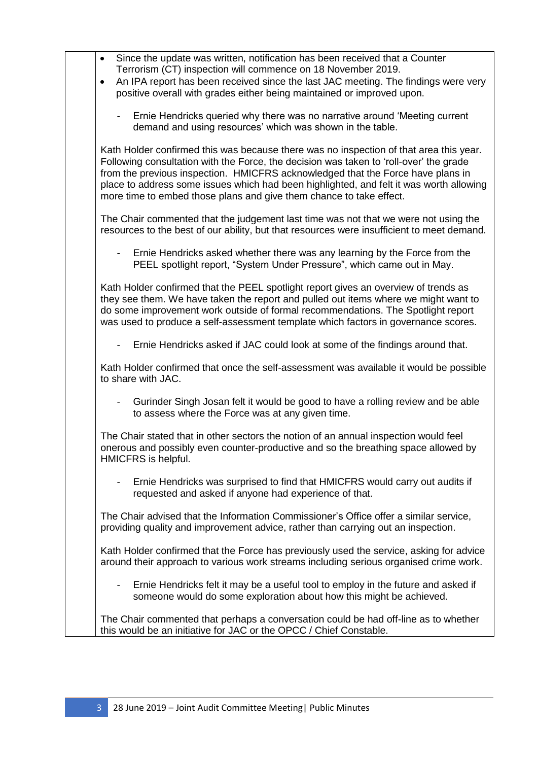- Since the update was written, notification has been received that a Counter Terrorism (CT) inspection will commence on 18 November 2019.
- An IPA report has been received since the last JAC meeting. The findings were very positive overall with grades either being maintained or improved upon.

  - Ernie Hendricks queried why there was no narrative around 'Meeting current demand and using resources' which was shown in the table.

Kath Holder confirmed this was because there was no inspection of that area this year. Following consultation with the Force, the decision was taken to 'roll-over' the grade from the previous inspection. HMICFRS acknowledged that the Force have plans in place to address some issues which had been highlighted, and felt it was worth allowing more time to embed those plans and give them chance to take effect.

The Chair commented that the judgement last time was not that we were not using the resources to the best of our ability, but that resources were insufficient to meet demand.

- Ernie Hendricks asked whether there was any learning by the Force from the PEEL spotlight report, "System Under Pressure", which came out in May.

Kath Holder confirmed that the PEEL spotlight report gives an overview of trends as they see them. We have taken the report and pulled out items where we might want to do some improvement work outside of formal recommendations. The Spotlight report was used to produce a self-assessment template which factors in governance scores.

- Ernie Hendricks asked if JAC could look at some of the findings around that.

Kath Holder confirmed that once the self-assessment was available it would be possible to share with JAC.

- Gurinder Singh Josan felt it would be good to have a rolling review and be able to assess where the Force was at any given time.

The Chair stated that in other sectors the notion of an annual inspection would feel onerous and possibly even counter-productive and so the breathing space allowed by HMICFRS is helpful.

- Ernie Hendricks was surprised to find that HMICFRS would carry out audits if requested and asked if anyone had experience of that.

The Chair advised that the Information Commissioner's Office offer a similar service, providing quality and improvement advice, rather than carrying out an inspection.

Kath Holder confirmed that the Force has previously used the service, asking for advice around their approach to various work streams including serious organised crime work.

- Ernie Hendricks felt it may be a useful tool to employ in the future and asked if someone would do some exploration about how this might be achieved.

The Chair commented that perhaps a conversation could be had off-line as to whether this would be an initiative for JAC or the OPCC / Chief Constable.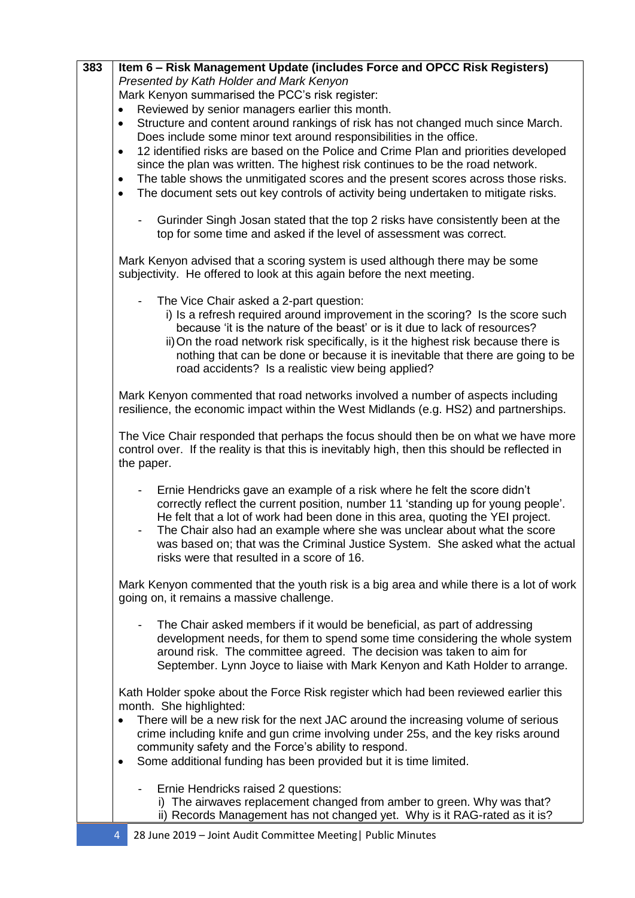| 383 | **Item 6 – Risk Management Update (includes Force and OPCC Risk Registers)** |
|---|---|

*Presented by Kath Holder and Mark Kenyon*

Mark Kenyon summarised the PCC's risk register:

- Reviewed by senior managers earlier this month.
- Structure and content around rankings of risk has not changed much since March. Does include some minor text around responsibilities in the office.
- 12 identified risks are based on the Police and Crime Plan and priorities developed since the plan was written. The highest risk continues to be the road network.
- The table shows the unmitigated scores and the present scores across those risks.
- The document sets out key controls of activity being undertaken to mitigate risks.

  - Gurinder Singh Josan stated that the top 2 risks have consistently been at the top for some time and asked if the level of assessment was correct.

Mark Kenyon advised that a scoring system is used although there may be some subjectivity. He offered to look at this again before the next meeting.

  - The Vice Chair asked a 2-part question:
    i) Is a refresh required around improvement in the scoring? Is the score such because 'it is the nature of the beast' or is it due to lack of resources?
    ii) On the road network risk specifically, is it the highest risk because there is nothing that can be done or because it is inevitable that there are going to be road accidents? Is a realistic view being applied?

Mark Kenyon commented that road networks involved a number of aspects including resilience, the economic impact within the West Midlands (e.g. HS2) and partnerships.

The Vice Chair responded that perhaps the focus should then be on what we have more control over. If the reality is that this is inevitably high, then this should be reflected in the paper.

  - Ernie Hendricks gave an example of a risk where he felt the score didn't correctly reflect the current position, number 11 'standing up for young people'. He felt that a lot of work had been done in this area, quoting the YEI project.
  - The Chair also had an example where she was unclear about what the score was based on; that was the Criminal Justice System. She asked what the actual risks were that resulted in a score of 16.

Mark Kenyon commented that the youth risk is a big area and while there is a lot of work going on, it remains a massive challenge.

  - The Chair asked members if it would be beneficial, as part of addressing development needs, for them to spend some time considering the whole system around risk. The committee agreed. The decision was taken to aim for September. Lynn Joyce to liaise with Mark Kenyon and Kath Holder to arrange.

Kath Holder spoke about the Force Risk register which had been reviewed earlier this month. She highlighted:

- There will be a new risk for the next JAC around the increasing volume of serious crime including knife and gun crime involving under 25s, and the key risks around community safety and the Force's ability to respond.
- Some additional funding has been provided but it is time limited.

  - Ernie Hendricks raised 2 questions:
    i) The airwaves replacement changed from amber to green. Why was that?
    ii) Records Management has not changed yet. Why is it RAG-rated as it is?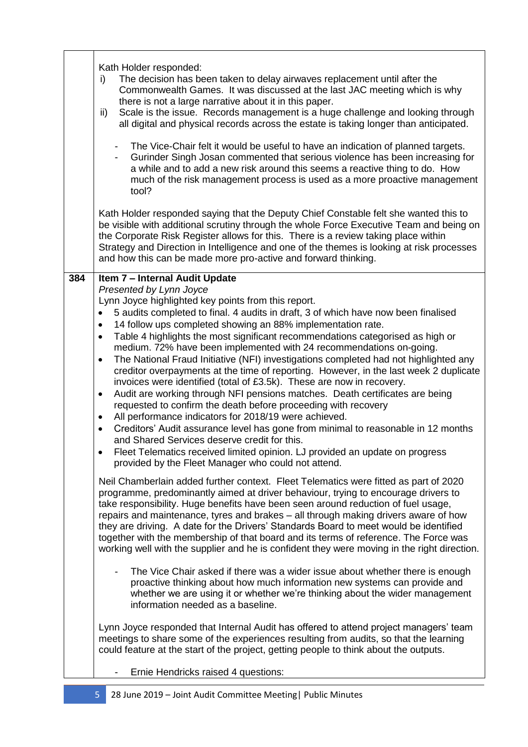| | |
|---|---|
| | Kath Holder responded:<br>i) The decision has been taken to delay airwaves replacement until after the Commonwealth Games. It was discussed at the last JAC meeting which is why there is not a large narrative about it in this paper.<br>ii) Scale is the issue. Records management is a huge challenge and looking through all digital and physical records across the estate is taking longer than anticipated.<br><br>- The Vice-Chair felt it would be useful to have an indication of planned targets.<br>- Gurinder Singh Josan commented that serious violence has been increasing for a while and to add a new risk around this seems a reactive thing to do. How much of the risk management process is used as a more proactive management tool?<br><br>Kath Holder responded saying that the Deputy Chief Constable felt she wanted this to be visible with additional scrutiny through the whole Force Executive Team and being on the Corporate Risk Register allows for this. There is a review taking place within Strategy and Direction in Intelligence and one of the themes is looking at risk processes and how this can be made more pro-active and forward thinking. |
| **384** | **Item 7 – Internal Audit Update**<br>*Presented by Lynn Joyce*<br>Lynn Joyce highlighted key points from this report.<br>• 5 audits completed to final. 4 audits in draft, 3 of which have now been finalised<br>• 14 follow ups completed showing an 88% implementation rate.<br>• Table 4 highlights the most significant recommendations categorised as high or medium. 72% have been implemented with 24 recommendations on-going.<br>• The National Fraud Initiative (NFI) investigations completed had not highlighted any creditor overpayments at the time of reporting. However, in the last week 2 duplicate invoices were identified (total of £3.5k). These are now in recovery.<br>• Audit are working through NFI pensions matches. Death certificates are being requested to confirm the death before proceeding with recovery<br>• All performance indicators for 2018/19 were achieved.<br>• Creditors' Audit assurance level has gone from minimal to reasonable in 12 months and Shared Services deserve credit for this.<br>• Fleet Telematics received limited opinion. LJ provided an update on progress provided by the Fleet Manager who could not attend.<br><br>Neil Chamberlain added further context. Fleet Telematics were fitted as part of 2020 programme, predominantly aimed at driver behaviour, trying to encourage drivers to take responsibility. Huge benefits have been seen around reduction of fuel usage, repairs and maintenance, tyres and brakes – all through making drivers aware of how they are driving. A date for the Drivers' Standards Board to meet would be identified together with the membership of that board and its terms of reference. The Force was working well with the supplier and he is confident they were moving in the right direction.<br><br>- The Vice Chair asked if there was a wider issue about whether there is enough proactive thinking about how much information new systems can provide and whether we are using it or whether we're thinking about the wider management information needed as a baseline.<br><br>Lynn Joyce responded that Internal Audit has offered to attend project managers' team meetings to share some of the experiences resulting from audits, so that the learning could feature at the start of the project, getting people to think about the outputs.<br><br>- Ernie Hendricks raised 4 questions: |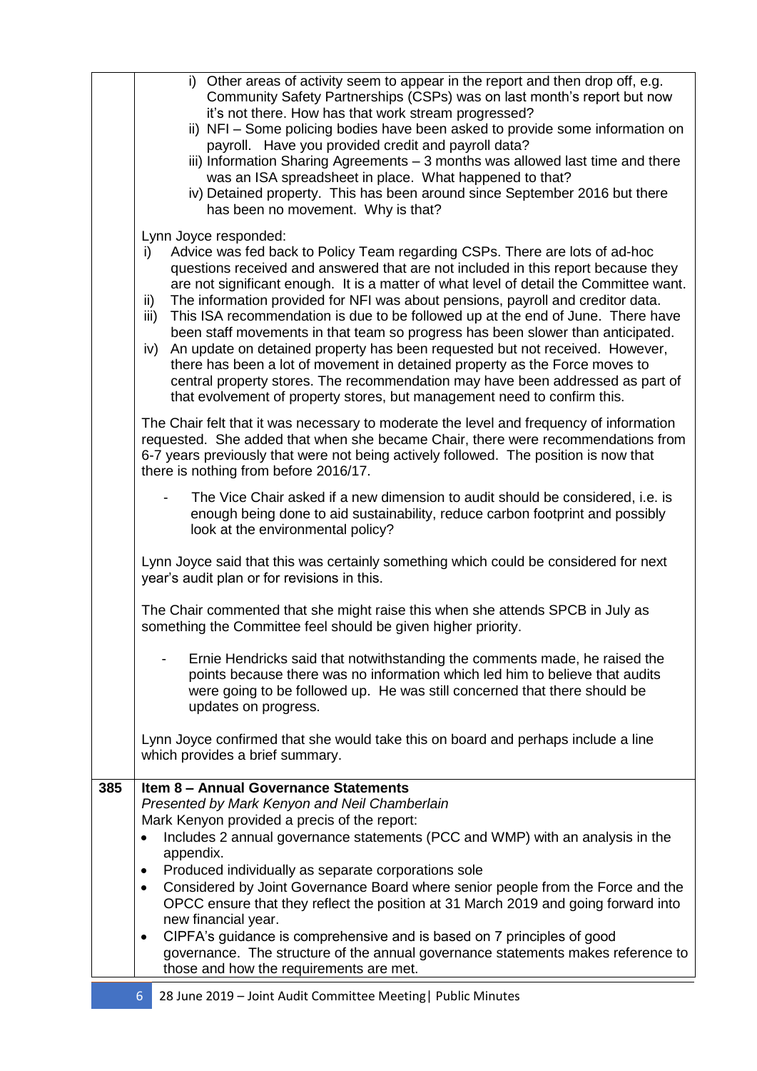| | |
|---|---|
| | i) Other areas of activity seem to appear in the report and then drop off, e.g. Community Safety Partnerships (CSPs) was on last month's report but now it's not there. How has that work stream progressed?<br>ii) NFI – Some policing bodies have been asked to provide some information on payroll. Have you provided credit and payroll data?<br>iii) Information Sharing Agreements – 3 months was allowed last time and there was an ISA spreadsheet in place. What happened to that?<br>iv) Detained property. This has been around since September 2016 but there has been no movement. Why is that?<br><br>Lynn Joyce responded:<br>i) Advice was fed back to Policy Team regarding CSPs. There are lots of ad-hoc questions received and answered that are not included in this report because they are not significant enough. It is a matter of what level of detail the Committee want.<br>ii) The information provided for NFI was about pensions, payroll and creditor data.<br>iii) This ISA recommendation is due to be followed up at the end of June. There have been staff movements in that team so progress has been slower than anticipated.<br>iv) An update on detained property has been requested but not received. However, there has been a lot of movement in detained property as the Force moves to central property stores. The recommendation may have been addressed as part of that evolvement of property stores, but management need to confirm this.<br><br>The Chair felt that it was necessary to moderate the level and frequency of information requested. She added that when she became Chair, there were recommendations from 6-7 years previously that were not being actively followed. The position is now that there is nothing from before 2016/17.<br><br>- The Vice Chair asked if a new dimension to audit should be considered, i.e. is enough being done to aid sustainability, reduce carbon footprint and possibly look at the environmental policy?<br><br>Lynn Joyce said that this was certainly something which could be considered for next year's audit plan or for revisions in this.<br><br>The Chair commented that she might raise this when she attends SPCB in July as something the Committee feel should be given higher priority.<br><br>- Ernie Hendricks said that notwithstanding the comments made, he raised the points because there was no information which led him to believe that audits were going to be followed up. He was still concerned that there should be updates on progress.<br><br>Lynn Joyce confirmed that she would take this on board and perhaps include a line which provides a brief summary. |
| **385** | **Item 8 – Annual Governance Statements**<br>*Presented by Mark Kenyon and Neil Chamberlain*<br>Mark Kenyon provided a precis of the report:<br>• Includes 2 annual governance statements (PCC and WMP) with an analysis in the appendix.<br>• Produced individually as separate corporations sole<br>• Considered by Joint Governance Board where senior people from the Force and the OPCC ensure that they reflect the position at 31 March 2019 and going forward into new financial year.<br>• CIPFA's guidance is comprehensive and is based on 7 principles of good governance. The structure of the annual governance statements makes reference to those and how the requirements are met. |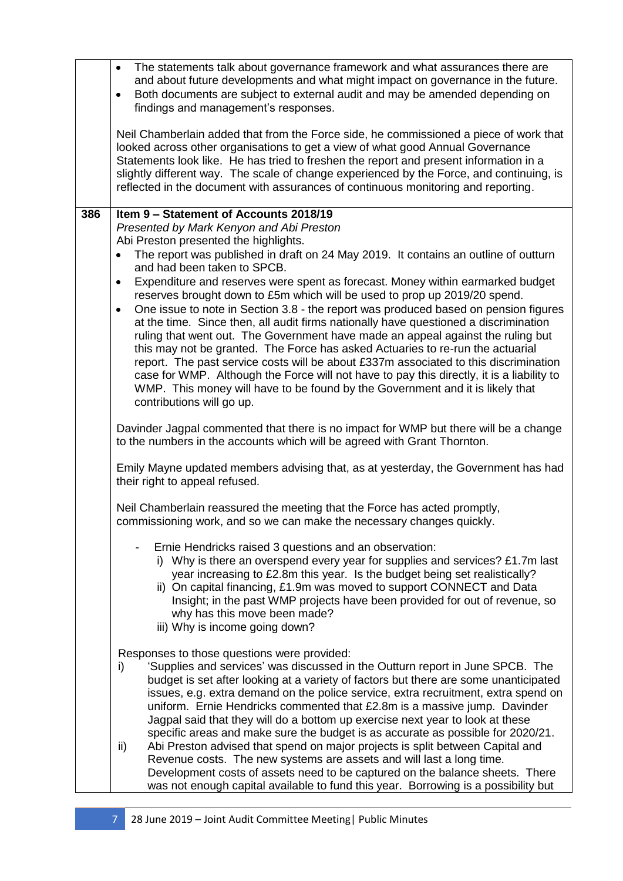|     |     |
| --- | --- |
|  | • The statements talk about governance framework and what assurances there are and about future developments and what might impact on governance in the future.<br>• Both documents are subject to external audit and may be amended depending on findings and management's responses.<br><br>Neil Chamberlain added that from the Force side, he commissioned a piece of work that looked across other organisations to get a view of what good Annual Governance Statements look like. He has tried to freshen the report and present information in a slightly different way. The scale of change experienced by the Force, and continuing, is reflected in the document with assurances of continuous monitoring and reporting. |
| 386 | **Item 9 – Statement of Accounts 2018/19**<br>*Presented by Mark Kenyon and Abi Preston*<br>Abi Preston presented the highlights.<br>• The report was published in draft on 24 May 2019. It contains an outline of outturn and had been taken to SPCB.<br>• Expenditure and reserves were spent as forecast. Money within earmarked budget reserves brought down to £5m which will be used to prop up 2019/20 spend.<br>• One issue to note in Section 3.8 - the report was produced based on pension figures at the time. Since then, all audit firms nationally have questioned a discrimination ruling that went out. The Government have made an appeal against the ruling but this may not be granted. The Force has asked Actuaries to re-run the actuarial report. The past service costs will be about £337m associated to this discrimination case for WMP. Although the Force will not have to pay this directly, it is a liability to WMP. This money will have to be found by the Government and it is likely that contributions will go up.<br><br>Davinder Jagpal commented that there is no impact for WMP but there will be a change to the numbers in the accounts which will be agreed with Grant Thornton.<br><br>Emily Mayne updated members advising that, as at yesterday, the Government has had their right to appeal refused.<br><br>Neil Chamberlain reassured the meeting that the Force has acted promptly, commissioning work, and so we can make the necessary changes quickly.<br><br>- Ernie Hendricks raised 3 questions and an observation:<br>i) Why is there an overspend every year for supplies and services? £1.7m last year increasing to £2.8m this year. Is the budget being set realistically?<br>ii) On capital financing, £1.9m was moved to support CONNECT and Data Insight; in the past WMP projects have been provided for out of revenue, so why has this move been made?<br>iii) Why is income going down?<br><br>Responses to those questions were provided:<br>i) 'Supplies and services' was discussed in the Outturn report in June SPCB. The budget is set after looking at a variety of factors but there are some unanticipated issues, e.g. extra demand on the police service, extra recruitment, extra spend on uniform. Ernie Hendricks commented that £2.8m is a massive jump. Davinder Jagpal said that they will do a bottom up exercise next year to look at these specific areas and make sure the budget is as accurate as possible for 2020/21.<br>ii) Abi Preston advised that spend on major projects is split between Capital and Revenue costs. The new systems are assets and will last a long time. Development costs of assets need to be captured on the balance sheets. There was not enough capital available to fund this year. Borrowing is a possibility but |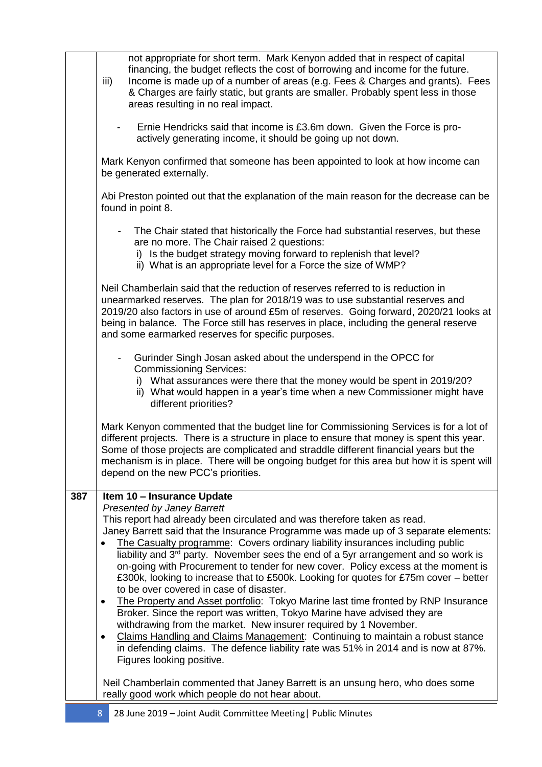| | |
|---|---|
| | not appropriate for short term. Mark Kenyon added that in respect of capital financing, the budget reflects the cost of borrowing and income for the future.<br>iii) Income is made up of a number of areas (e.g. Fees & Charges and grants). Fees & Charges are fairly static, but grants are smaller. Probably spent less in those areas resulting in no real impact.<br><br>- Ernie Hendricks said that income is £3.6m down. Given the Force is pro-actively generating income, it should be going up not down.<br><br>Mark Kenyon confirmed that someone has been appointed to look at how income can be generated externally.<br><br>Abi Preston pointed out that the explanation of the main reason for the decrease can be found in point 8.<br><br>- The Chair stated that historically the Force had substantial reserves, but these are no more. The Chair raised 2 questions:<br>i) Is the budget strategy moving forward to replenish that level?<br>ii) What is an appropriate level for a Force the size of WMP?<br><br>Neil Chamberlain said that the reduction of reserves referred to is reduction in unearmarked reserves. The plan for 2018/19 was to use substantial reserves and 2019/20 also factors in use of around £5m of reserves. Going forward, 2020/21 looks at being in balance. The Force still has reserves in place, including the general reserve and some earmarked reserves for specific purposes.<br><br>- Gurinder Singh Josan asked about the underspend in the OPCC for Commissioning Services:<br>i) What assurances were there that the money would be spent in 2019/20?<br>ii) What would happen in a year's time when a new Commissioner might have different priorities?<br><br>Mark Kenyon commented that the budget line for Commissioning Services is for a lot of different projects. There is a structure in place to ensure that money is spent this year. Some of those projects are complicated and straddle different financial years but the mechanism is in place. There will be ongoing budget for this area but how it is spent will depend on the new PCC's priorities. |
| **387** | **Item 10 – Insurance Update**<br>*Presented by Janey Barrett*<br>This report had already been circulated and was therefore taken as read.<br>Janey Barrett said that the Insurance Programme was made up of 3 separate elements:<br>• <u>The Casualty programme</u>: Covers ordinary liability insurances including public liability and 3rd party. November sees the end of a 5yr arrangement and so work is on-going with Procurement to tender for new cover. Policy excess at the moment is £300k, looking to increase that to £500k. Looking for quotes for £75m cover – better to be over covered in case of disaster.<br>• <u>The Property and Asset portfolio</u>: Tokyo Marine last time fronted by RNP Insurance Broker. Since the report was written, Tokyo Marine have advised they are withdrawing from the market. New insurer required by 1 November.<br>• <u>Claims Handling and Claims Management</u>: Continuing to maintain a robust stance in defending claims. The defence liability rate was 51% in 2014 and is now at 87%. Figures looking positive.<br><br>Neil Chamberlain commented that Janey Barrett is an unsung hero, who does some really good work which people do not hear about. |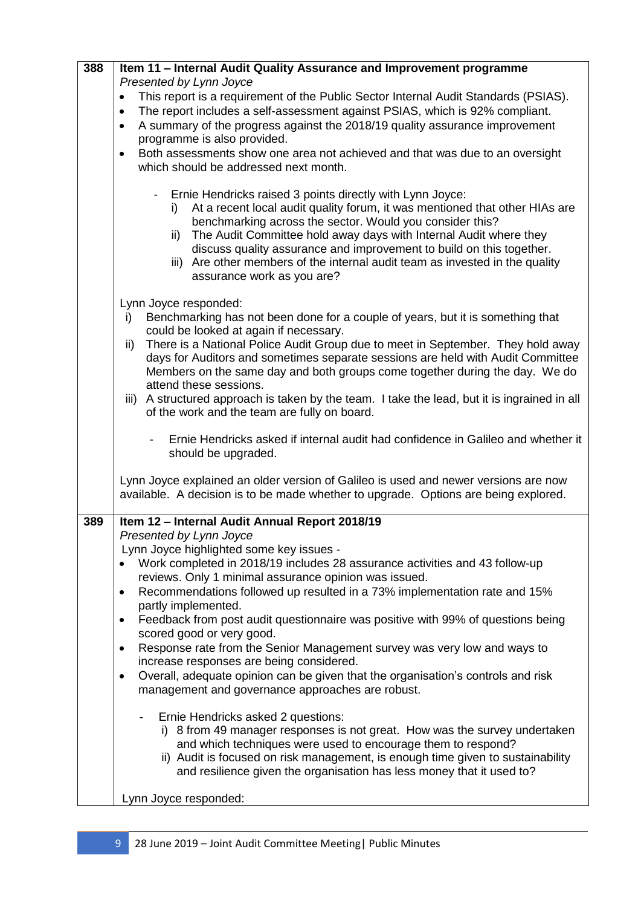| | |
|---|---|
| 388 | **Item 11 – Internal Audit Quality Assurance and Improvement programme**<br>*Presented by Lynn Joyce*<br>• This report is a requirement of the Public Sector Internal Audit Standards (PSIAS).<br>• The report includes a self-assessment against PSIAS, which is 92% compliant.<br>• A summary of the progress against the 2018/19 quality assurance improvement programme is also provided.<br>• Both assessments show one area not achieved and that was due to an oversight which should be addressed next month.<br><br>- Ernie Hendricks raised 3 points directly with Lynn Joyce:<br>i) At a recent local audit quality forum, it was mentioned that other HIAs are benchmarking across the sector. Would you consider this?<br>ii) The Audit Committee hold away days with Internal Audit where they discuss quality assurance and improvement to build on this together.<br>iii) Are other members of the internal audit team as invested in the quality assurance work as you are?<br><br>Lynn Joyce responded:<br>i) Benchmarking has not been done for a couple of years, but it is something that could be looked at again if necessary.<br>ii) There is a National Police Audit Group due to meet in September. They hold away days for Auditors and sometimes separate sessions are held with Audit Committee Members on the same day and both groups come together during the day. We do attend these sessions.<br>iii) A structured approach is taken by the team. I take the lead, but it is ingrained in all of the work and the team are fully on board.<br><br>- Ernie Hendricks asked if internal audit had confidence in Galileo and whether it should be upgraded.<br><br>Lynn Joyce explained an older version of Galileo is used and newer versions are now available. A decision is to be made whether to upgrade. Options are being explored. |
| 389 | **Item 12 – Internal Audit Annual Report 2018/19**<br>*Presented by Lynn Joyce*<br>Lynn Joyce highlighted some key issues -<br>• Work completed in 2018/19 includes 28 assurance activities and 43 follow-up reviews. Only 1 minimal assurance opinion was issued.<br>• Recommendations followed up resulted in a 73% implementation rate and 15% partly implemented.<br>• Feedback from post audit questionnaire was positive with 99% of questions being scored good or very good.<br>• Response rate from the Senior Management survey was very low and ways to increase responses are being considered.<br>• Overall, adequate opinion can be given that the organisation's controls and risk management and governance approaches are robust.<br><br>- Ernie Hendricks asked 2 questions:<br>i) 8 from 49 manager responses is not great. How was the survey undertaken and which techniques were used to encourage them to respond?<br>ii) Audit is focused on risk management, is enough time given to sustainability and resilience given the organisation has less money that it used to?<br><br>Lynn Joyce responded: |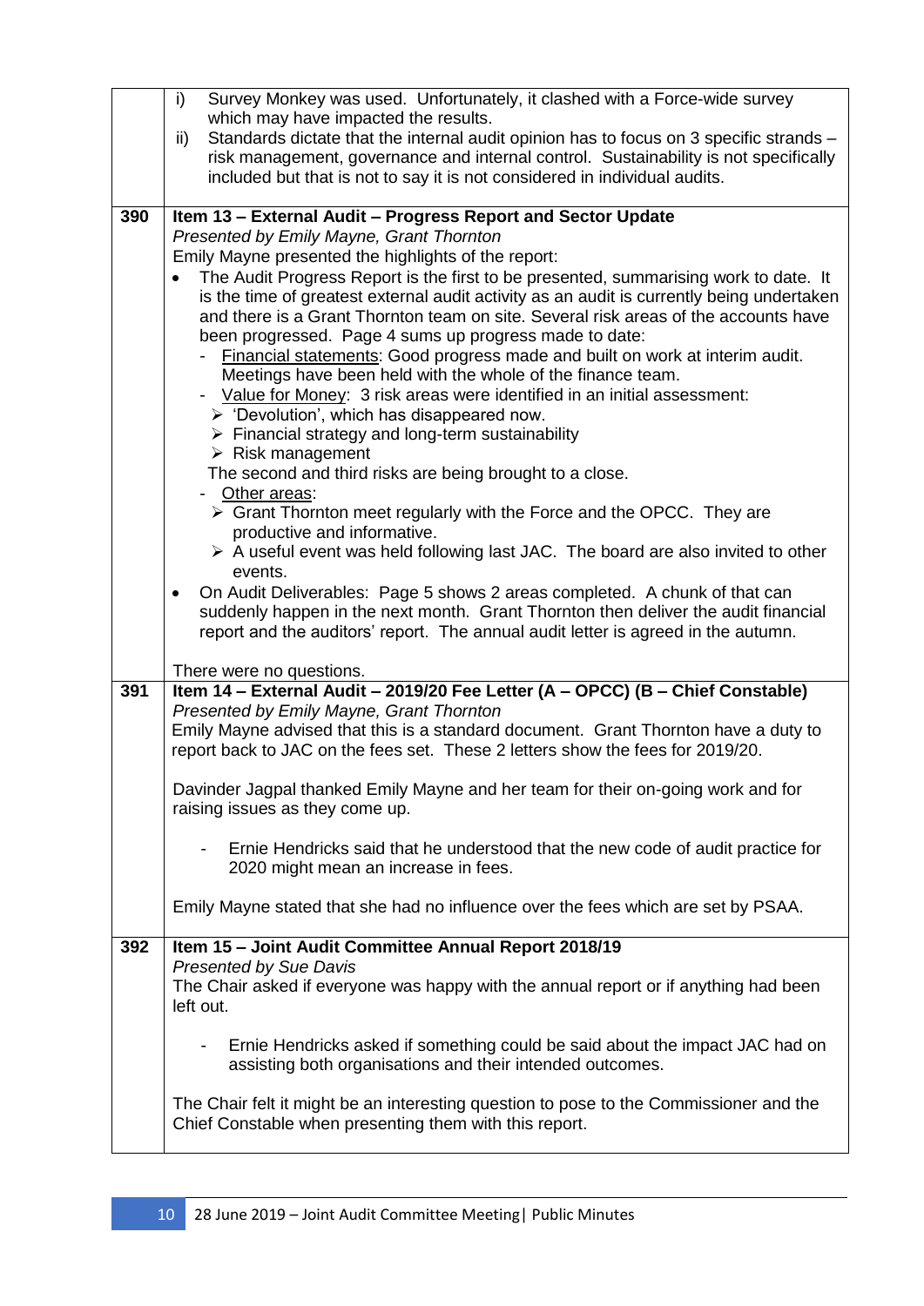| | |
|---|---|
| | i) Survey Monkey was used. Unfortunately, it clashed with a Force-wide survey which may have impacted the results.<br>ii) Standards dictate that the internal audit opinion has to focus on 3 specific strands – risk management, governance and internal control. Sustainability is not specifically included but that is not to say it is not considered in individual audits. |
| **390** | **Item 13 – External Audit – Progress Report and Sector Update**<br>*Presented by Emily Mayne, Grant Thornton*<br>Emily Mayne presented the highlights of the report:<br>• The Audit Progress Report is the first to be presented, summarising work to date. It is the time of greatest external audit activity as an audit is currently being undertaken and there is a Grant Thornton team on site. Several risk areas of the accounts have been progressed. Page 4 sums up progress made to date:<br>- <u>Financial statements</u>: Good progress made and built on work at interim audit. Meetings have been held with the whole of the finance team.<br>- <u>Value for Money</u>: 3 risk areas were identified in an initial assessment:<br>➢ 'Devolution', which has disappeared now.<br>➢ Financial strategy and long-term sustainability<br>➢ Risk management<br>The second and third risks are being brought to a close.<br>- <u>Other areas</u>:<br>➢ Grant Thornton meet regularly with the Force and the OPCC. They are productive and informative.<br>➢ A useful event was held following last JAC. The board are also invited to other events.<br>• On Audit Deliverables: Page 5 shows 2 areas completed. A chunk of that can suddenly happen in the next month. Grant Thornton then deliver the audit financial report and the auditors' report. The annual audit letter is agreed in the autumn.<br><br>There were no questions. |
| **391** | **Item 14 – External Audit – 2019/20 Fee Letter (A – OPCC) (B – Chief Constable)**<br>*Presented by Emily Mayne, Grant Thornton*<br>Emily Mayne advised that this is a standard document. Grant Thornton have a duty to report back to JAC on the fees set. These 2 letters show the fees for 2019/20.<br><br>Davinder Jagpal thanked Emily Mayne and her team for their on-going work and for raising issues as they come up.<br><br>- Ernie Hendricks said that he understood that the new code of audit practice for 2020 might mean an increase in fees.<br><br>Emily Mayne stated that she had no influence over the fees which are set by PSAA. |
| **392** | **Item 15 – Joint Audit Committee Annual Report 2018/19**<br>*Presented by Sue Davis*<br>The Chair asked if everyone was happy with the annual report or if anything had been left out.<br><br>- Ernie Hendricks asked if something could be said about the impact JAC had on assisting both organisations and their intended outcomes.<br><br>The Chair felt it might be an interesting question to pose to the Commissioner and the Chief Constable when presenting them with this report. |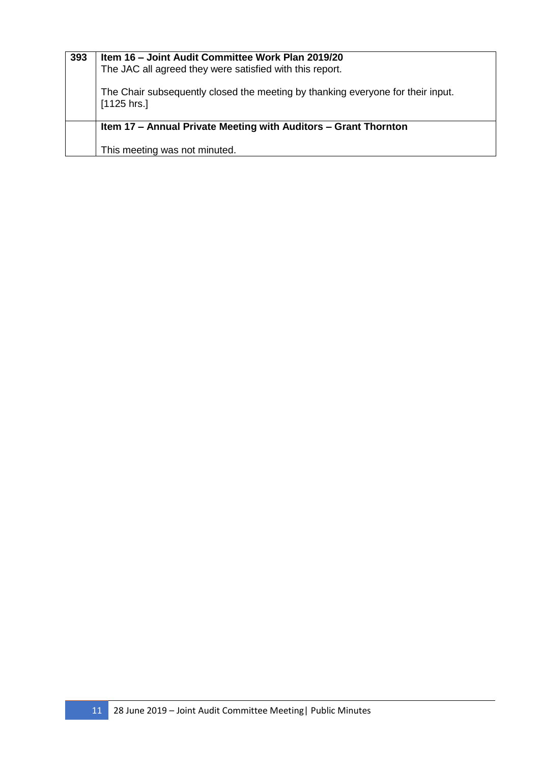| | |
|---|---|
| **393** | **Item 16 – Joint Audit Committee Work Plan 2019/20**<br>The JAC all agreed they were satisfied with this report.<br><br>The Chair subsequently closed the meeting by thanking everyone for their input. [1125 hrs.] |
| | **Item 17 – Annual Private Meeting with Auditors – Grant Thornton**<br><br>This meeting was not minuted. |